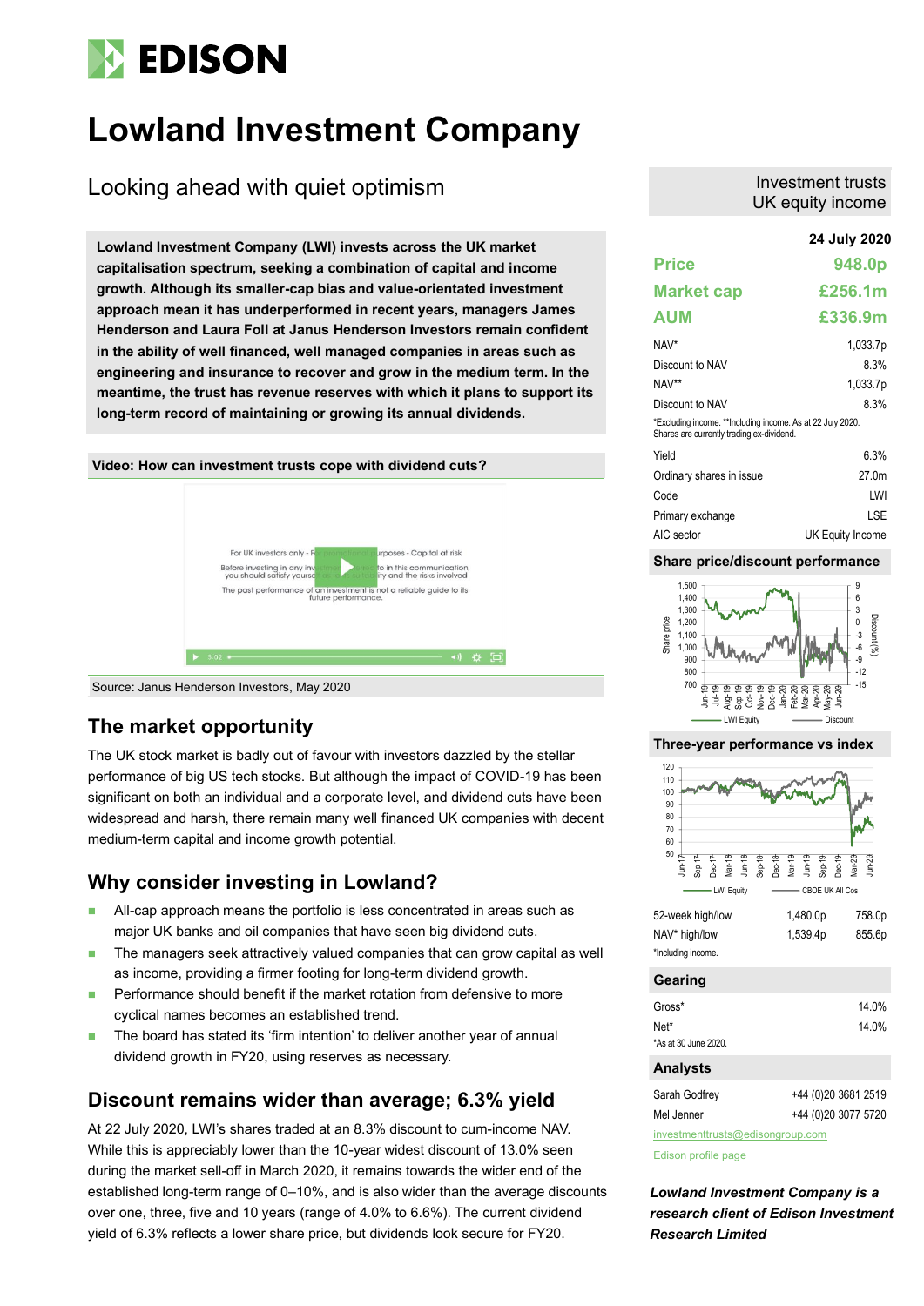# Lowland Investment Company

## Looking ahead with quiet optimism

Investment trusts
UK equity income

**Lowland Investment Company (LWI) invests across the UK market capitalisation spectrum, seeking a combination of capital and income growth. Although its smaller-cap bias and value-orientated investment approach mean it has underperformed in recent years, managers James Henderson and Laura Foll at Janus Henderson Investors remain confident in the ability of well financed, well managed companies in areas such as engineering and insurance to recover and grow in the medium term. In the meantime, the trust has revenue reserves with which it plans to support its long-term record of maintaining or growing its annual dividends.**

**Video: How can investment trusts cope with dividend cuts?**

Source: Janus Henderson Investors, May 2020

## The market opportunity

The UK stock market is badly out of favour with investors dazzled by the stellar performance of big US tech stocks. But although the impact of COVID-19 has been significant on both an individual and a corporate level, and dividend cuts have been widespread and harsh, there remain many well financed UK companies with decent medium-term capital and income growth potential.

## Why consider investing in Lowland?

- All-cap approach means the portfolio is less concentrated in areas such as major UK banks and oil companies that have seen big dividend cuts.
- The managers seek attractively valued companies that can grow capital as well as income, providing a firmer footing for long-term dividend growth.
- Performance should benefit if the market rotation from defensive to more cyclical names becomes an established trend.
- The board has stated its 'firm intention' to deliver another year of annual dividend growth in FY20, using reserves as necessary.

## Discount remains wider than average; 6.3% yield

At 22 July 2020, LWI's shares traded at an 8.3% discount to cum-income NAV. While this is appreciably lower than the 10-year widest discount of 13.0% seen during the market sell-off in March 2020, it remains towards the wider end of the established long-term range of 0–10%, and is also wider than the average discounts over one, three, five and 10 years (range of 4.0% to 6.6%). The current dividend yield of 6.3% reflects a lower share price, but dividends look secure for FY20.

**24 July 2020**

| | |
|---|---|
| **Price** | **948.0p** |
| **Market cap** | **£256.1m** |
| **AUM** | **£336.9m** |

| | |
|---|---|
| NAV* | 1,033.7p |
| Discount to NAV | 8.3% |
| NAV** | 1,033.7p |
| Discount to NAV | 8.3% |

*Excluding income. **Including income. As at 22 July 2020. Shares are currently trading ex-dividend.

| | |
|---|---|
| Yield | 6.3% |
| Ordinary shares in issue | 27.0m |
| Code | LWI |
| Primary exchange | LSE |
| AIC sector | UK Equity Income |

**Share price/discount performance**

**Three-year performance vs index**

| | | |
|---|---|---|
| 52-week high/low | 1,480.0p | 758.0p |
| NAV* high/low | 1,539.4p | 855.6p |

*Including income.

**Gearing**

| | |
|---|---|
| Gross* | 14.0% |
| Net* | 14.0% |

*As at 30 June 2020.

**Analysts**

| | |
|---|---|
| Sarah Godfrey | +44 (0)20 3681 2519 |
| Mel Jenner | +44 (0)20 3077 5720 |

investmenttrusts@edisongroup.com

Edison profile page

***Lowland Investment Company is a research client of Edison Investment Research Limited***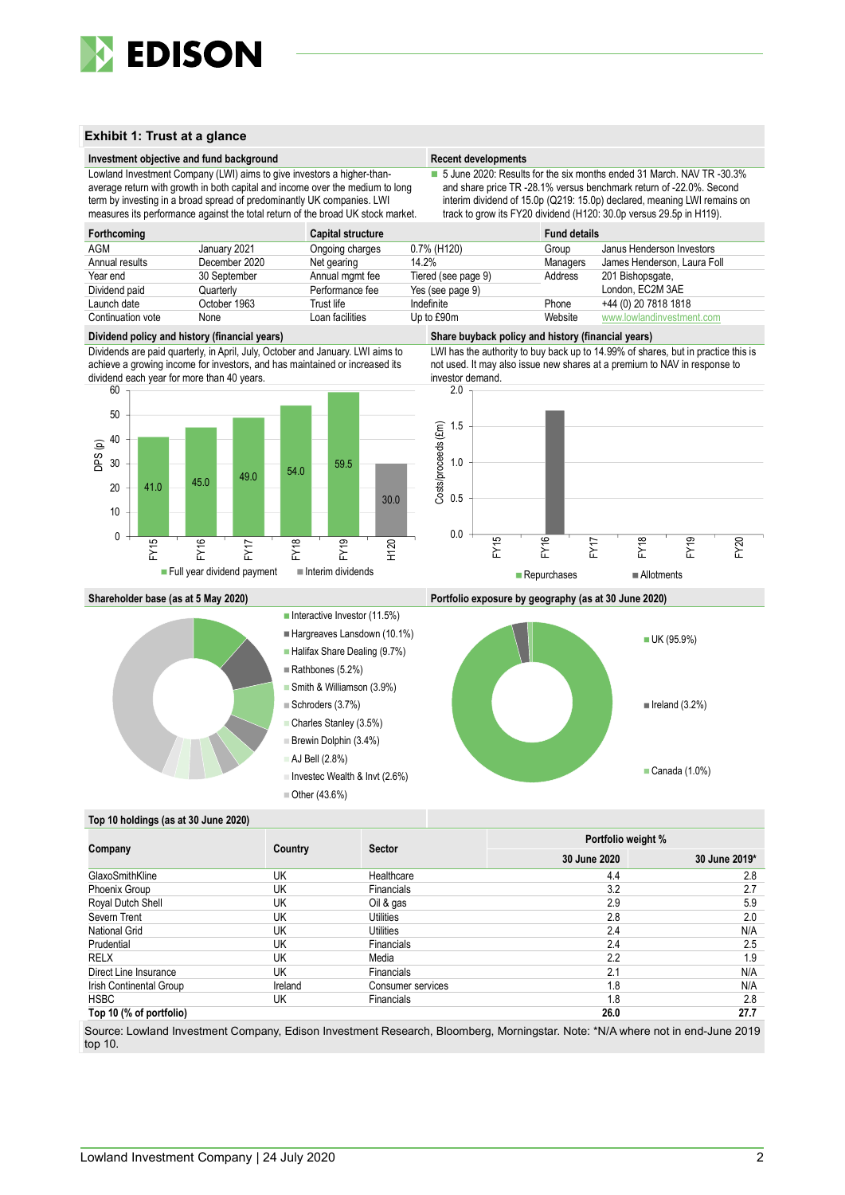## Exhibit 1: Trust at a glance

### Investment objective and fund background

Lowland Investment Company (LWI) aims to give investors a higher-than-average return with growth in both capital and income over the medium to long term by investing in a broad spread of predominantly UK companies. LWI measures its performance against the total return of the broad UK stock market.

### Recent developments

- 5 June 2020: Results for the six months ended 31 March. NAV TR -30.3% and share price TR -28.1% versus benchmark return of -22.0%. Second interim dividend of 15.0p (Q219: 15.0p) declared, meaning LWI remains on track to grow its FY20 dividend (H120: 30.0p versus 29.5p in H119).

| Forthcoming | | Capital structure | | Fund details | |
|---|---|---|---|---|---|
| AGM | January 2021 | Ongoing charges | 0.7% (H120) | Group | Janus Henderson Investors |
| Annual results | December 2020 | Net gearing | 14.2% | Managers | James Henderson, Laura Foll |
| Year end | 30 September | Annual mgmt fee | Tiered (see page 9) | Address | 201 Bishopsgate, |
| Dividend paid | Quarterly | Performance fee | Yes (see page 9) | | London, EC2M 3AE |
| Launch date | October 1963 | Trust life | Indefinite | Phone | +44 (0) 20 7818 1818 |
| Continuation vote | None | Loan facilities | Up to £90m | Website | www.lowlandinvestment.com |

### Dividend policy and history (financial years)

Dividends are paid quarterly, in April, July, October and January. LWI aims to achieve a growing income for investors, and has maintained or increased its dividend each year for more than 40 years.

| | FY15 | FY16 | FY17 | FY18 | FY19 | H120 |
|---|---|---|---|---|---|---|
| DPS (p) | 41.0 | 45.0 | 49.0 | 54.0 | 59.5 | 30.0 (Interim dividends) |

### Share buyback policy and history (financial years)

LWI has the authority to buy back up to 14.99% of shares, but in practice this is not used. It may also issue new shares at a premium to NAV in response to investor demand.

### Shareholder base (as at 5 May 2020)

- Interactive Investor (11.5%)
- Hargreaves Lansdown (10.1%)
- Halifax Share Dealing (9.7%)
- Rathbones (5.2%)
- Smith & Williamson (3.9%)
- Schroders (3.7%)
- Charles Stanley (3.5%)
- Brewin Dolphin (3.4%)
- AJ Bell (2.8%)
- Investec Wealth & Invt (2.6%)
- Other (43.6%)

### Portfolio exposure by geography (as at 30 June 2020)

- UK (95.9%)
- Ireland (3.2%)
- Canada (1.0%)

### Top 10 holdings (as at 30 June 2020)

| Company | Country | Sector | Portfolio weight % | |
|---|---|---|---|---|
| | | | 30 June 2020 | 30 June 2019* |
| GlaxoSmithKline | UK | Healthcare | 4.4 | 2.8 |
| Phoenix Group | UK | Financials | 3.2 | 2.7 |
| Royal Dutch Shell | UK | Oil & gas | 2.9 | 5.9 |
| Severn Trent | UK | Utilities | 2.8 | 2.0 |
| National Grid | UK | Utilities | 2.4 | N/A |
| Prudential | UK | Financials | 2.4 | 2.5 |
| RELX | UK | Media | 2.2 | 1.9 |
| Direct Line Insurance | UK | Financials | 2.1 | N/A |
| Irish Continental Group | Ireland | Consumer services | 1.8 | N/A |
| HSBC | UK | Financials | 1.8 | 2.8 |
| **Top 10 (% of portfolio)** | | | **26.0** | **27.7** |

Source: Lowland Investment Company, Edison Investment Research, Bloomberg, Morningstar. Note: *N/A where not in end-June 2019 top 10.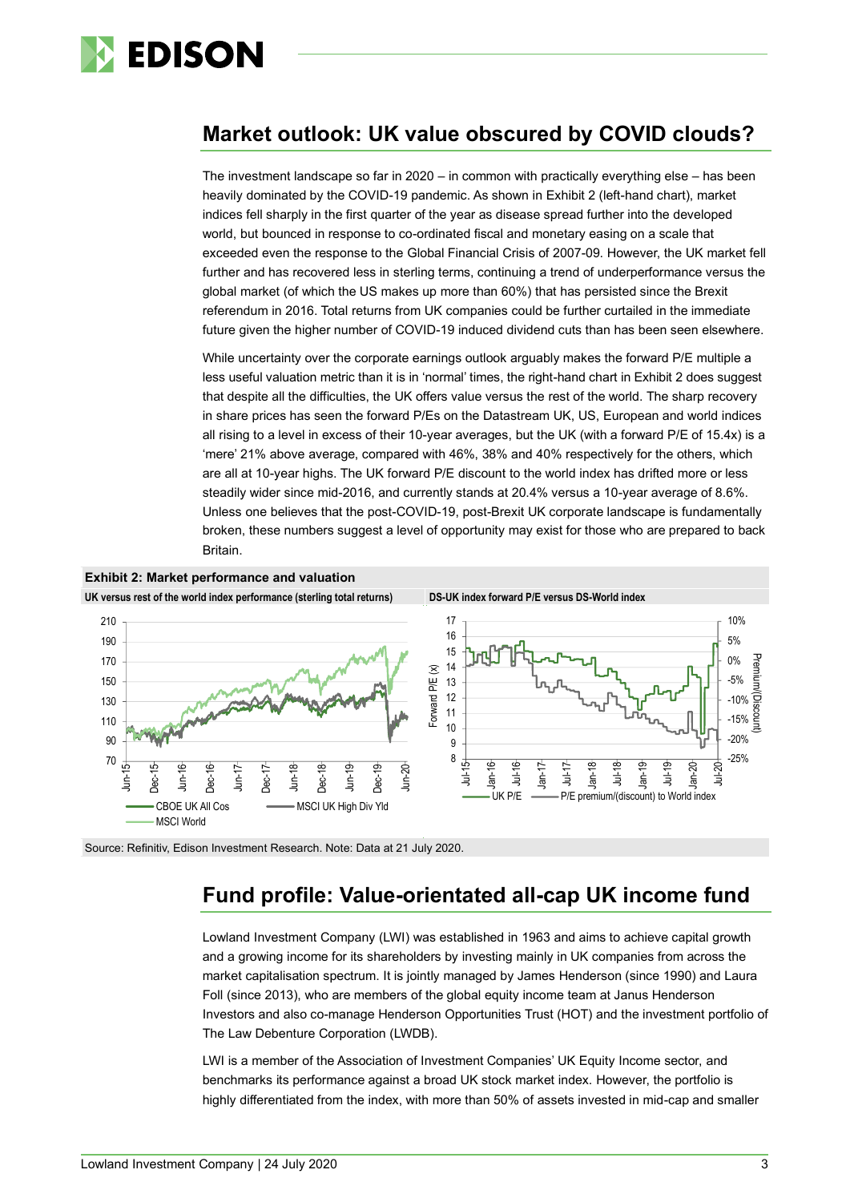## Market outlook: UK value obscured by COVID clouds?

The investment landscape so far in 2020 – in common with practically everything else – has been heavily dominated by the COVID-19 pandemic. As shown in Exhibit 2 (left-hand chart), market indices fell sharply in the first quarter of the year as disease spread further into the developed world, but bounced in response to co-ordinated fiscal and monetary easing on a scale that exceeded even the response to the Global Financial Crisis of 2007-09. However, the UK market fell further and has recovered less in sterling terms, continuing a trend of underperformance versus the global market (of which the US makes up more than 60%) that has persisted since the Brexit referendum in 2016. Total returns from UK companies could be further curtailed in the immediate future given the higher number of COVID-19 induced dividend cuts than has been seen elsewhere.

While uncertainty over the corporate earnings outlook arguably makes the forward P/E multiple a less useful valuation metric than it is in 'normal' times, the right-hand chart in Exhibit 2 does suggest that despite all the difficulties, the UK offers value versus the rest of the world. The sharp recovery in share prices has seen the forward P/Es on the Datastream UK, US, European and world indices all rising to a level in excess of their 10-year averages, but the UK (with a forward P/E of 15.4x) is a 'mere' 21% above average, compared with 46%, 38% and 40% respectively for the others, which are all at 10-year highs. The UK forward P/E discount to the world index has drifted more or less steadily wider since mid-2016, and currently stands at 20.4% versus a 10-year average of 8.6%. Unless one believes that the post-COVID-19, post-Brexit UK corporate landscape is fundamentally broken, these numbers suggest a level of opportunity may exist for those who are prepared to back Britain.

**Exhibit 2: Market performance and valuation**

UK versus rest of the world index performance (sterling total returns) | DS-UK index forward P/E versus DS-World index

Source: Refinitiv, Edison Investment Research. Note: Data at 21 July 2020.

## Fund profile: Value-orientated all-cap UK income fund

Lowland Investment Company (LWI) was established in 1963 and aims to achieve capital growth and a growing income for its shareholders by investing mainly in UK companies from across the market capitalisation spectrum. It is jointly managed by James Henderson (since 1990) and Laura Foll (since 2013), who are members of the global equity income team at Janus Henderson Investors and also co-manage Henderson Opportunities Trust (HOT) and the investment portfolio of The Law Debenture Corporation (LWDB).

LWI is a member of the Association of Investment Companies' UK Equity Income sector, and benchmarks its performance against a broad UK stock market index. However, the portfolio is highly differentiated from the index, with more than 50% of assets invested in mid-cap and smaller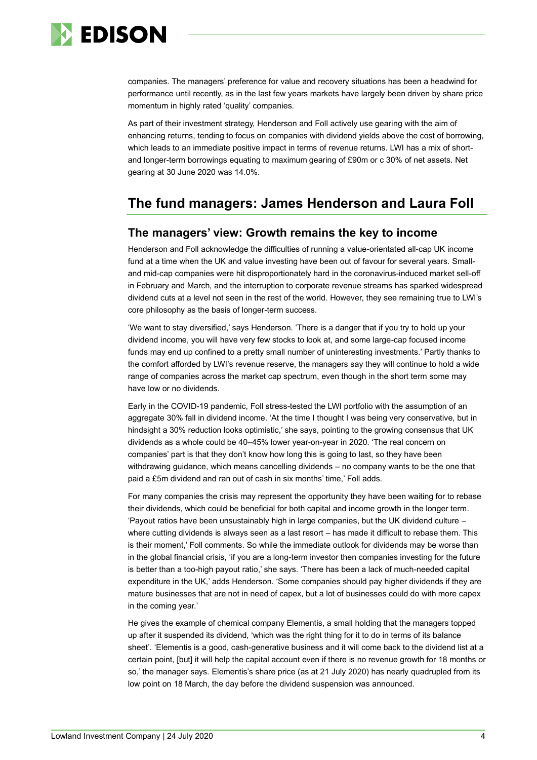companies. The managers' preference for value and recovery situations has been a headwind for performance until recently, as in the last few years markets have largely been driven by share price momentum in highly rated 'quality' companies.

As part of their investment strategy, Henderson and Foll actively use gearing with the aim of enhancing returns, tending to focus on companies with dividend yields above the cost of borrowing, which leads to an immediate positive impact in terms of revenue returns. LWI has a mix of short- and longer-term borrowings equating to maximum gearing of £90m or c 30% of net assets. Net gearing at 30 June 2020 was 14.0%.

## The fund managers: James Henderson and Laura Foll

### The managers' view: Growth remains the key to income

Henderson and Foll acknowledge the difficulties of running a value-orientated all-cap UK income fund at a time when the UK and value investing have been out of favour for several years. Small- and mid-cap companies were hit disproportionately hard in the coronavirus-induced market sell-off in February and March, and the interruption to corporate revenue streams has sparked widespread dividend cuts at a level not seen in the rest of the world. However, they see remaining true to LWI's core philosophy as the basis of longer-term success.

'We want to stay diversified,' says Henderson. 'There is a danger that if you try to hold up your dividend income, you will have very few stocks to look at, and some large-cap focused income funds may end up confined to a pretty small number of uninteresting investments.' Partly thanks to the comfort afforded by LWI's revenue reserve, the managers say they will continue to hold a wide range of companies across the market cap spectrum, even though in the short term some may have low or no dividends.

Early in the COVID-19 pandemic, Foll stress-tested the LWI portfolio with the assumption of an aggregate 30% fall in dividend income. 'At the time I thought I was being very conservative, but in hindsight a 30% reduction looks optimistic,' she says, pointing to the growing consensus that UK dividends as a whole could be 40–45% lower year-on-year in 2020. 'The real concern on companies' part is that they don't know how long this is going to last, so they have been withdrawing guidance, which means cancelling dividends – no company wants to be the one that paid a £5m dividend and ran out of cash in six months' time,' Foll adds.

For many companies the crisis may represent the opportunity they have been waiting for to rebase their dividends, which could be beneficial for both capital and income growth in the longer term. 'Payout ratios have been unsustainably high in large companies, but the UK dividend culture – where cutting dividends is always seen as a last resort – has made it difficult to rebase them. This is their moment,' Foll comments. So while the immediate outlook for dividends may be worse than in the global financial crisis, 'if you are a long-term investor then companies investing for the future is better than a too-high payout ratio,' she says. 'There has been a lack of much-needed capital expenditure in the UK,' adds Henderson. 'Some companies should pay higher dividends if they are mature businesses that are not in need of capex, but a lot of businesses could do with more capex in the coming year.'

He gives the example of chemical company Elementis, a small holding that the managers topped up after it suspended its dividend, 'which was the right thing for it to do in terms of its balance sheet'. 'Elementis is a good, cash-generative business and it will come back to the dividend list at a certain point, [but] it will help the capital account even if there is no revenue growth for 18 months or so,' the manager says. Elementis's share price (as at 21 July 2020) has nearly quadrupled from its low point on 18 March, the day before the dividend suspension was announced.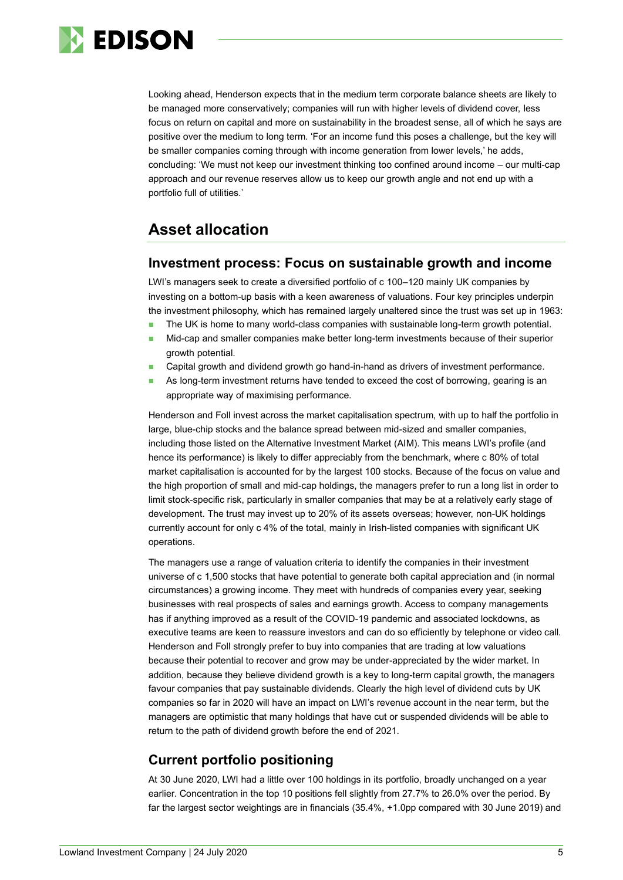Looking ahead, Henderson expects that in the medium term corporate balance sheets are likely to be managed more conservatively; companies will run with higher levels of dividend cover, less focus on return on capital and more on sustainability in the broadest sense, all of which he says are positive over the medium to long term. 'For an income fund this poses a challenge, but the key will be smaller companies coming through with income generation from lower levels,' he adds, concluding: 'We must not keep our investment thinking too confined around income – our multi-cap approach and our revenue reserves allow us to keep our growth angle and not end up with a portfolio full of utilities.'

## Asset allocation

### Investment process: Focus on sustainable growth and income

LWI's managers seek to create a diversified portfolio of c 100–120 mainly UK companies by investing on a bottom-up basis with a keen awareness of valuations. Four key principles underpin the investment philosophy, which has remained largely unaltered since the trust was set up in 1963:

- The UK is home to many world-class companies with sustainable long-term growth potential.
- Mid-cap and smaller companies make better long-term investments because of their superior growth potential.
- Capital growth and dividend growth go hand-in-hand as drivers of investment performance.
- As long-term investment returns have tended to exceed the cost of borrowing, gearing is an appropriate way of maximising performance.

Henderson and Foll invest across the market capitalisation spectrum, with up to half the portfolio in large, blue-chip stocks and the balance spread between mid-sized and smaller companies, including those listed on the Alternative Investment Market (AIM). This means LWI's profile (and hence its performance) is likely to differ appreciably from the benchmark, where c 80% of total market capitalisation is accounted for by the largest 100 stocks. Because of the focus on value and the high proportion of small and mid-cap holdings, the managers prefer to run a long list in order to limit stock-specific risk, particularly in smaller companies that may be at a relatively early stage of development. The trust may invest up to 20% of its assets overseas; however, non-UK holdings currently account for only c 4% of the total, mainly in Irish-listed companies with significant UK operations.

The managers use a range of valuation criteria to identify the companies in their investment universe of c 1,500 stocks that have potential to generate both capital appreciation and (in normal circumstances) a growing income. They meet with hundreds of companies every year, seeking businesses with real prospects of sales and earnings growth. Access to company managements has if anything improved as a result of the COVID-19 pandemic and associated lockdowns, as executive teams are keen to reassure investors and can do so efficiently by telephone or video call. Henderson and Foll strongly prefer to buy into companies that are trading at low valuations because their potential to recover and grow may be under-appreciated by the wider market. In addition, because they believe dividend growth is a key to long-term capital growth, the managers favour companies that pay sustainable dividends. Clearly the high level of dividend cuts by UK companies so far in 2020 will have an impact on LWI's revenue account in the near term, but the managers are optimistic that many holdings that have cut or suspended dividends will be able to return to the path of dividend growth before the end of 2021.

### Current portfolio positioning

At 30 June 2020, LWI had a little over 100 holdings in its portfolio, broadly unchanged on a year earlier. Concentration in the top 10 positions fell slightly from 27.7% to 26.0% over the period. By far the largest sector weightings are in financials (35.4%, +1.0pp compared with 30 June 2019) and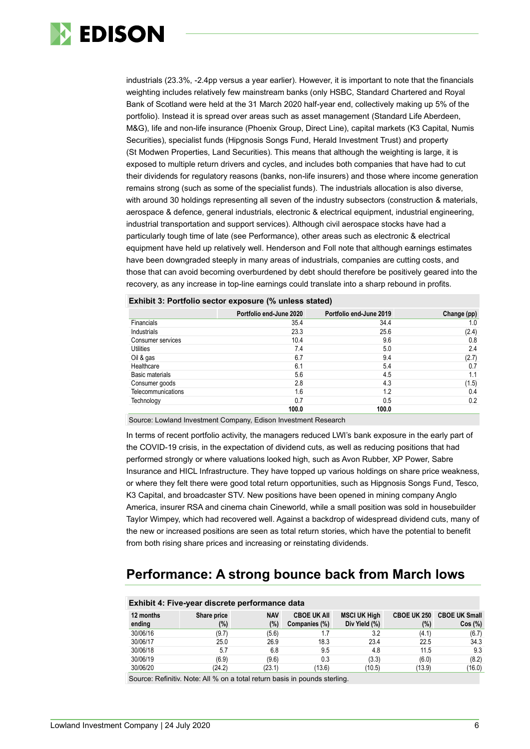industrials (23.3%, -2.4pp versus a year earlier). However, it is important to note that the financials weighting includes relatively few mainstream banks (only HSBC, Standard Chartered and Royal Bank of Scotland were held at the 31 March 2020 half-year end, collectively making up 5% of the portfolio). Instead it is spread over areas such as asset management (Standard Life Aberdeen, M&G), life and non-life insurance (Phoenix Group, Direct Line), capital markets (K3 Capital, Numis Securities), specialist funds (Hipgnosis Songs Fund, Herald Investment Trust) and property (St Modwen Properties, Land Securities). This means that although the weighting is large, it is exposed to multiple return drivers and cycles, and includes both companies that have had to cut their dividends for regulatory reasons (banks, non-life insurers) and those where income generation remains strong (such as some of the specialist funds). The industrials allocation is also diverse, with around 30 holdings representing all seven of the industry subsectors (construction & materials, aerospace & defence, general industrials, electronic & electrical equipment, industrial engineering, industrial transportation and support services). Although civil aerospace stocks have had a particularly tough time of late (see Performance), other areas such as electronic & electrical equipment have held up relatively well. Henderson and Foll note that although earnings estimates have been downgraded steeply in many areas of industrials, companies are cutting costs, and those that can avoid becoming overburdened by debt should therefore be positively geared into the recovery, as any increase in top-line earnings could translate into a sharp rebound in profits.

**Exhibit 3: Portfolio sector exposure (% unless stated)**

| | Portfolio end-June 2020 | Portfolio end-June 2019 | Change (pp) |
|---|---|---|---|
| Financials | 35.4 | 34.4 | 1.0 |
| Industrials | 23.3 | 25.6 | (2.4) |
| Consumer services | 10.4 | 9.6 | 0.8 |
| Utilities | 7.4 | 5.0 | 2.4 |
| Oil & gas | 6.7 | 9.4 | (2.7) |
| Healthcare | 6.1 | 5.4 | 0.7 |
| Basic materials | 5.6 | 4.5 | 1.1 |
| Consumer goods | 2.8 | 4.3 | (1.5) |
| Telecommunications | 1.6 | 1.2 | 0.4 |
| Technology | 0.7 | 0.5 | 0.2 |
| | **100.0** | **100.0** | |

Source: Lowland Investment Company, Edison Investment Research

In terms of recent portfolio activity, the managers reduced LWI's bank exposure in the early part of the COVID-19 crisis, in the expectation of dividend cuts, as well as reducing positions that had performed strongly or where valuations looked high, such as Avon Rubber, XP Power, Sabre Insurance and HICL Infrastructure. They have topped up various holdings on share price weakness, or where they felt there were good total return opportunities, such as Hipgnosis Songs Fund, Tesco, K3 Capital, and broadcaster STV. New positions have been opened in mining company Anglo America, insurer RSA and cinema chain Cineworld, while a small position was sold in housebuilder Taylor Wimpey, which had recovered well. Against a backdrop of widespread dividend cuts, many of the new or increased positions are seen as total return stories, which have the potential to benefit from both rising share prices and increasing or reinstating dividends.

## Performance: A strong bounce back from March lows

**Exhibit 4: Five-year discrete performance data**

| 12 months ending | Share price (%) | NAV (%) | CBOE UK All Companies (%) | MSCI UK High Div Yield (%) | CBOE UK 250 (%) | CBOE UK Small Cos (%) |
|---|---|---|---|---|---|---|
| 30/06/16 | (9.7) | (5.6) | 1.7 | 3.2 | (4.1) | (6.7) |
| 30/06/17 | 25.0 | 26.9 | 18.3 | 23.4 | 22.5 | 34.3 |
| 30/06/18 | 5.7 | 6.8 | 9.5 | 4.8 | 11.5 | 9.3 |
| 30/06/19 | (6.9) | (9.6) | 0.3 | (3.3) | (6.0) | (8.2) |
| 30/06/20 | (24.2) | (23.1) | (13.6) | (10.5) | (13.9) | (16.0) |

Source: Refinitiv. Note: All % on a total return basis in pounds sterling.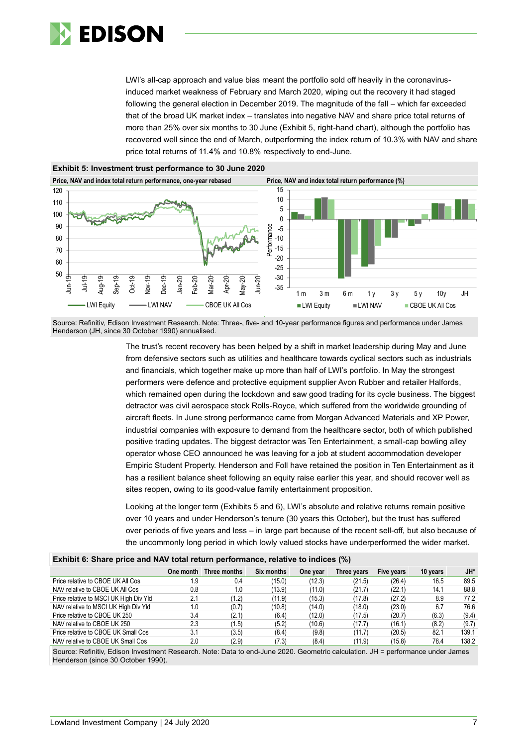LWI's all-cap approach and value bias meant the portfolio sold off heavily in the coronavirus-induced market weakness of February and March 2020, wiping out the recovery it had staged following the general election in December 2019. The magnitude of the fall – which far exceeded that of the broad UK market index – translates into negative NAV and share price total returns of more than 25% over six months to 30 June (Exhibit 5, right-hand chart), although the portfolio has recovered well since the end of March, outperforming the index return of 10.3% with NAV and share price total returns of 11.4% and 10.8% respectively to end-June.

**Exhibit 5: Investment trust performance to 30 June 2020**

**Price, NAV and index total return performance, one-year rebased**

**Price, NAV and index total return performance (%)**

Source: Refinitiv, Edison Investment Research. Note: Three-, five- and 10-year performance figures and performance under James Henderson (JH, since 30 October 1990) annualised.

The trust's recent recovery has been helped by a shift in market leadership during May and June from defensive sectors such as utilities and healthcare towards cyclical sectors such as industrials and financials, which together make up more than half of LWI's portfolio. In May the strongest performers were defence and protective equipment supplier Avon Rubber and retailer Halfords, which remained open during the lockdown and saw good trading for its cycle business. The biggest detractor was civil aerospace stock Rolls-Royce, which suffered from the worldwide grounding of aircraft fleets. In June strong performance came from Morgan Advanced Materials and XP Power, industrial companies with exposure to demand from the healthcare sector, both of which published positive trading updates. The biggest detractor was Ten Entertainment, a small-cap bowling alley operator whose CEO announced he was leaving for a job at student accommodation developer Empiric Student Property. Henderson and Foll have retained the position in Ten Entertainment as it has a resilient balance sheet following an equity raise earlier this year, and should recover well as sites reopen, owing to its good-value family entertainment proposition.

Looking at the longer term (Exhibits 5 and 6), LWI's absolute and relative returns remain positive over 10 years and under Henderson's tenure (30 years this October), but the trust has suffered over periods of five years and less – in large part because of the recent sell-off, but also because of the uncommonly long period in which lowly valued stocks have underperformed the wider market.

**Exhibit 6: Share price and NAV total return performance, relative to indices (%)**

| | One month | Three months | Six months | One year | Three years | Five years | 10 years | JH* |
|---|---|---|---|---|---|---|---|---|
| Price relative to CBOE UK All Cos | 1.9 | 0.4 | (15.0) | (12.3) | (21.5) | (26.4) | 16.5 | 89.5 |
| NAV relative to CBOE UK All Cos | 0.8 | 1.0 | (13.9) | (11.0) | (21.7) | (22.1) | 14.1 | 88.8 |
| Price relative to MSCI UK High Div Yld | 2.1 | (1.2) | (11.9) | (15.3) | (17.8) | (27.2) | 8.9 | 77.2 |
| NAV relative to MSCI UK High Div Yld | 1.0 | (0.7) | (10.8) | (14.0) | (18.0) | (23.0) | 6.7 | 76.6 |
| Price relative to CBOE UK 250 | 3.4 | (2.1) | (6.4) | (12.0) | (17.5) | (20.7) | (6.3) | (9.4) |
| NAV relative to CBOE UK 250 | 2.3 | (1.5) | (5.2) | (10.6) | (17.7) | (16.1) | (8.2) | (9.7) |
| Price relative to CBOE UK Small Cos | 3.1 | (3.5) | (8.4) | (9.8) | (11.7) | (20.5) | 82.1 | 139.1 |
| NAV relative to CBOE UK Small Cos | 2.0 | (2.9) | (7.3) | (8.4) | (11.9) | (15.8) | 78.4 | 138.2 |

Source: Refinitiv, Edison Investment Research. Note: Data to end-June 2020. Geometric calculation. JH = performance under James Henderson (since 30 October 1990).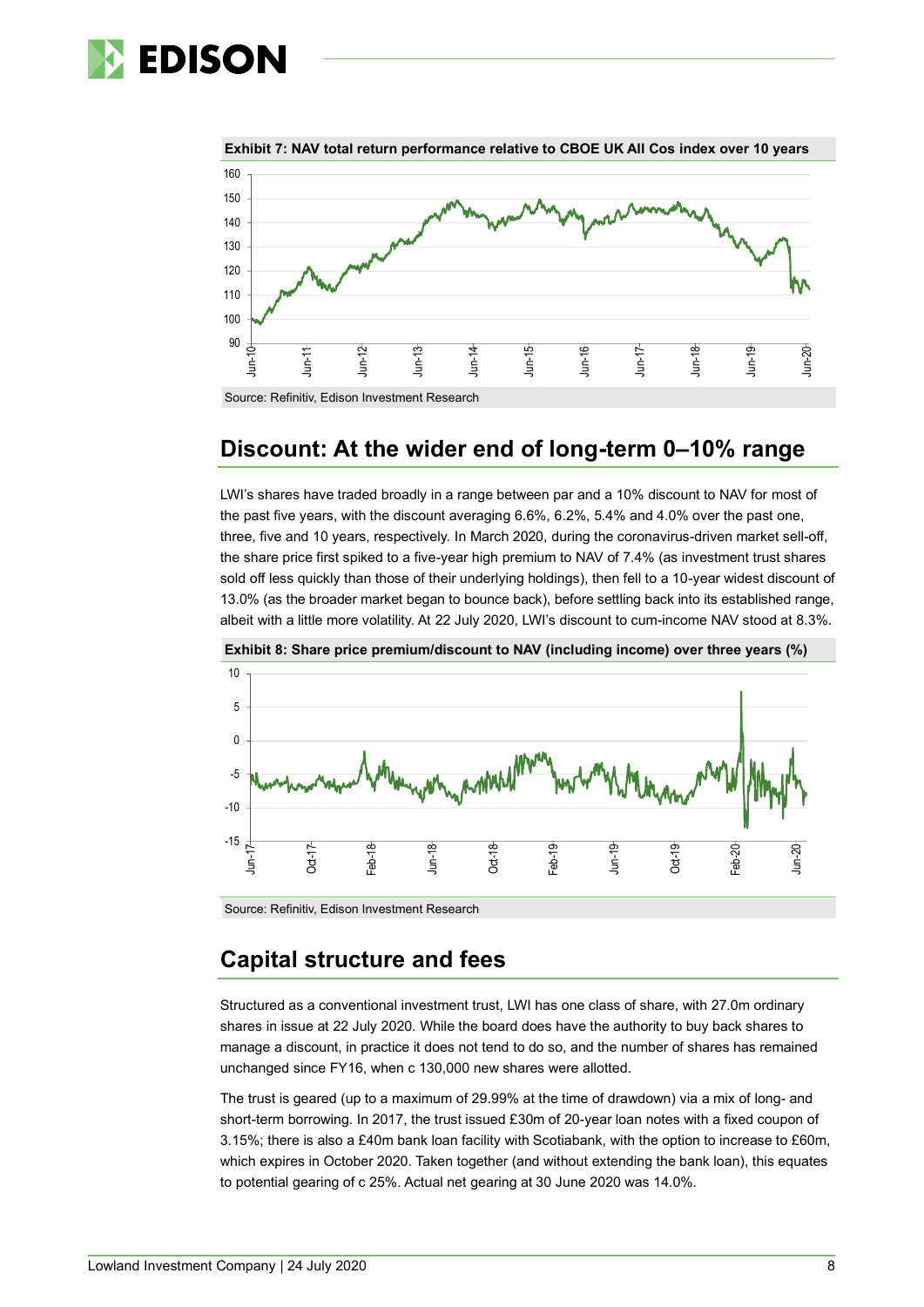**Exhibit 7: NAV total return performance relative to CBOE UK All Cos index over 10 years**

Source: Refinitiv, Edison Investment Research

## Discount: At the wider end of long-term 0–10% range

LWI's shares have traded broadly in a range between par and a 10% discount to NAV for most of the past five years, with the discount averaging 6.6%, 6.2%, 5.4% and 4.0% over the past one, three, five and 10 years, respectively. In March 2020, during the coronavirus-driven market sell-off, the share price first spiked to a five-year high premium to NAV of 7.4% (as investment trust shares sold off less quickly than those of their underlying holdings), then fell to a 10-year widest discount of 13.0% (as the broader market began to bounce back), before settling back into its established range, albeit with a little more volatility. At 22 July 2020, LWI's discount to cum-income NAV stood at 8.3%.

**Exhibit 8: Share price premium/discount to NAV (including income) over three years (%)**

Source: Refinitiv, Edison Investment Research

## Capital structure and fees

Structured as a conventional investment trust, LWI has one class of share, with 27.0m ordinary shares in issue at 22 July 2020. While the board does have the authority to buy back shares to manage a discount, in practice it does not tend to do so, and the number of shares has remained unchanged since FY16, when c 130,000 new shares were allotted.

The trust is geared (up to a maximum of 29.99% at the time of drawdown) via a mix of long- and short-term borrowing. In 2017, the trust issued £30m of 20-year loan notes with a fixed coupon of 3.15%; there is also a £40m bank loan facility with Scotiabank, with the option to increase to £60m, which expires in October 2020. Taken together (and without extending the bank loan), this equates to potential gearing of c 25%. Actual net gearing at 30 June 2020 was 14.0%.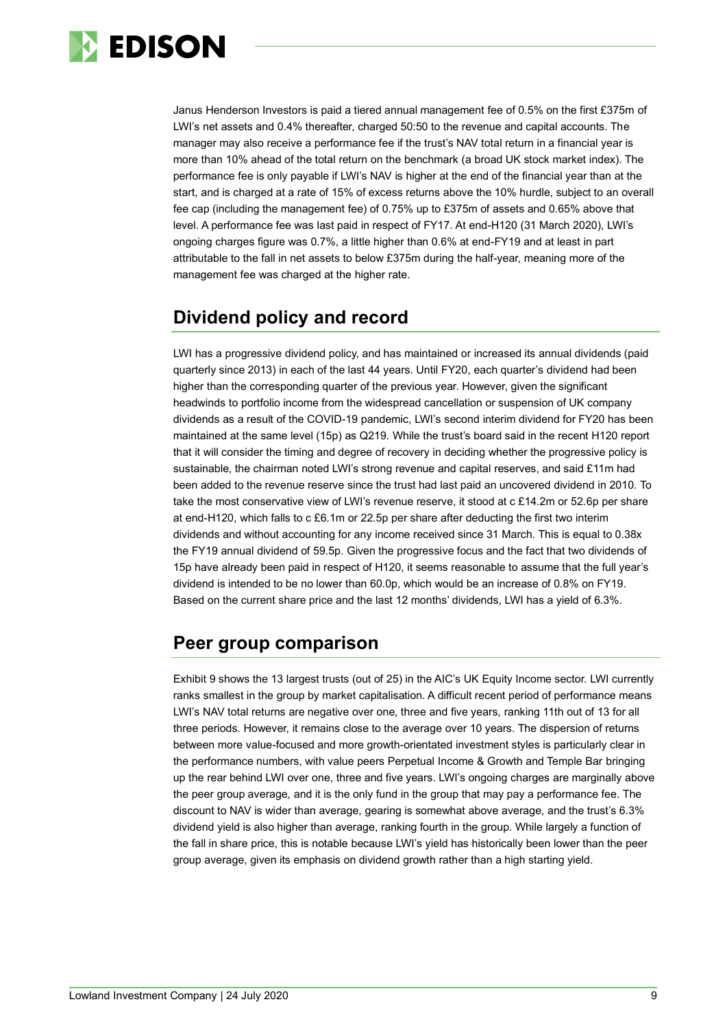Janus Henderson Investors is paid a tiered annual management fee of 0.5% on the first £375m of LWI's net assets and 0.4% thereafter, charged 50:50 to the revenue and capital accounts. The manager may also receive a performance fee if the trust's NAV total return in a financial year is more than 10% ahead of the total return on the benchmark (a broad UK stock market index). The performance fee is only payable if LWI's NAV is higher at the end of the financial year than at the start, and is charged at a rate of 15% of excess returns above the 10% hurdle, subject to an overall fee cap (including the management fee) of 0.75% up to £375m of assets and 0.65% above that level. A performance fee was last paid in respect of FY17. At end-H120 (31 March 2020), LWI's ongoing charges figure was 0.7%, a little higher than 0.6% at end-FY19 and at least in part attributable to the fall in net assets to below £375m during the half-year, meaning more of the management fee was charged at the higher rate.

## Dividend policy and record

LWI has a progressive dividend policy, and has maintained or increased its annual dividends (paid quarterly since 2013) in each of the last 44 years. Until FY20, each quarter's dividend had been higher than the corresponding quarter of the previous year. However, given the significant headwinds to portfolio income from the widespread cancellation or suspension of UK company dividends as a result of the COVID-19 pandemic, LWI's second interim dividend for FY20 has been maintained at the same level (15p) as Q219. While the trust's board said in the recent H120 report that it will consider the timing and degree of recovery in deciding whether the progressive policy is sustainable, the chairman noted LWI's strong revenue and capital reserves, and said £11m had been added to the revenue reserve since the trust had last paid an uncovered dividend in 2010. To take the most conservative view of LWI's revenue reserve, it stood at c £14.2m or 52.6p per share at end-H120, which falls to c £6.1m or 22.5p per share after deducting the first two interim dividends and without accounting for any income received since 31 March. This is equal to 0.38x the FY19 annual dividend of 59.5p. Given the progressive focus and the fact that two dividends of 15p have already been paid in respect of H120, it seems reasonable to assume that the full year's dividend is intended to be no lower than 60.0p, which would be an increase of 0.8% on FY19. Based on the current share price and the last 12 months' dividends, LWI has a yield of 6.3%.

## Peer group comparison

Exhibit 9 shows the 13 largest trusts (out of 25) in the AIC's UK Equity Income sector. LWI currently ranks smallest in the group by market capitalisation. A difficult recent period of performance means LWI's NAV total returns are negative over one, three and five years, ranking 11th out of 13 for all three periods. However, it remains close to the average over 10 years. The dispersion of returns between more value-focused and more growth-orientated investment styles is particularly clear in the performance numbers, with value peers Perpetual Income & Growth and Temple Bar bringing up the rear behind LWI over one, three and five years. LWI's ongoing charges are marginally above the peer group average, and it is the only fund in the group that may pay a performance fee. The discount to NAV is wider than average, gearing is somewhat above average, and the trust's 6.3% dividend yield is also higher than average, ranking fourth in the group. While largely a function of the fall in share price, this is notable because LWI's yield has historically been lower than the peer group average, given its emphasis on dividend growth rather than a high starting yield.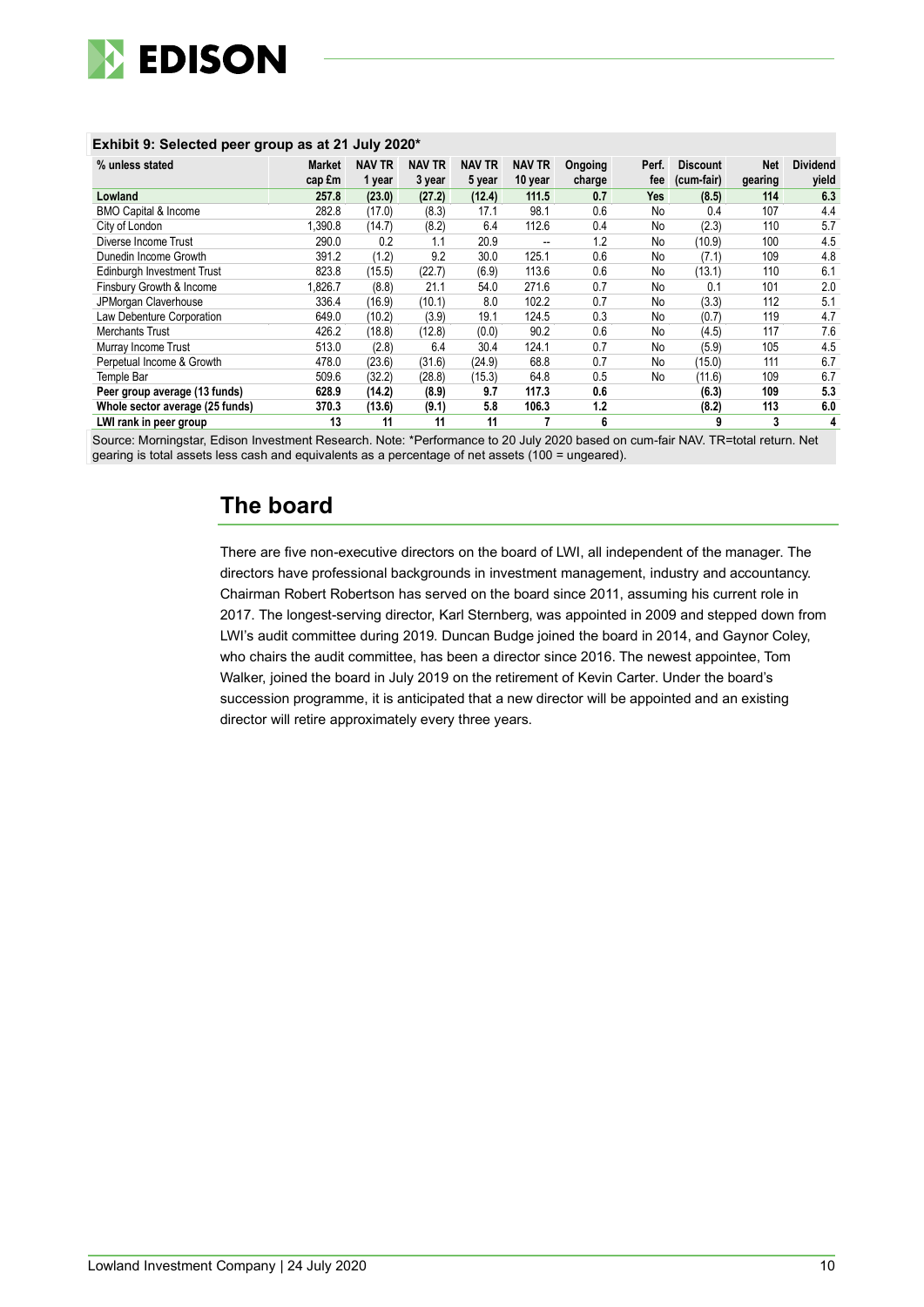**Exhibit 9: Selected peer group as at 21 July 2020***

| % unless stated | Market cap £m | NAV TR 1 year | NAV TR 3 year | NAV TR 5 year | NAV TR 10 year | Ongoing charge | Perf. fee | Discount (cum-fair) | Net gearing | Dividend yield |
|---|---|---|---|---|---|---|---|---|---|---|
| **Lowland** | **257.8** | **(23.0)** | **(27.2)** | **(12.4)** | **111.5** | **0.7** | **Yes** | **(8.5)** | **114** | **6.3** |
| BMO Capital & Income | 282.8 | (17.0) | (8.3) | 17.1 | 98.1 | 0.6 | No | 0.4 | 107 | 4.4 |
| City of London | 1,390.8 | (14.7) | (8.2) | 6.4 | 112.6 | 0.4 | No | (2.3) | 110 | 5.7 |
| Diverse Income Trust | 290.0 | 0.2 | 1.1 | 20.9 | -- | 1.2 | No | (10.9) | 100 | 4.5 |
| Dunedin Income Growth | 391.2 | (1.2) | 9.2 | 30.0 | 125.1 | 0.6 | No | (7.1) | 109 | 4.8 |
| Edinburgh Investment Trust | 823.8 | (15.5) | (22.7) | (6.9) | 113.6 | 0.6 | No | (13.1) | 110 | 6.1 |
| Finsbury Growth & Income | 1,826.7 | (8.8) | 21.1 | 54.0 | 271.6 | 0.7 | No | 0.1 | 101 | 2.0 |
| JPMorgan Claverhouse | 336.4 | (16.9) | (10.1) | 8.0 | 102.2 | 0.7 | No | (3.3) | 112 | 5.1 |
| Law Debenture Corporation | 649.0 | (10.2) | (3.9) | 19.1 | 124.5 | 0.3 | No | (0.7) | 119 | 4.7 |
| Merchants Trust | 426.2 | (18.8) | (12.8) | (0.0) | 90.2 | 0.6 | No | (4.5) | 117 | 7.6 |
| Murray Income Trust | 513.0 | (2.8) | 6.4 | 30.4 | 124.1 | 0.7 | No | (5.9) | 105 | 4.5 |
| Perpetual Income & Growth | 478.0 | (23.6) | (31.6) | (24.9) | 68.8 | 0.7 | No | (15.0) | 111 | 6.7 |
| Temple Bar | 509.6 | (32.2) | (28.8) | (15.3) | 64.8 | 0.5 | No | (11.6) | 109 | 6.7 |
| **Peer group average (13 funds)** | **628.9** | **(14.2)** | **(8.9)** | **9.7** | **117.3** | **0.6** | | **(6.3)** | **109** | **5.3** |
| **Whole sector average (25 funds)** | **370.3** | **(13.6)** | **(9.1)** | **5.8** | **106.3** | **1.2** | | **(8.2)** | **113** | **6.0** |
| **LWI rank in peer group** | **13** | **11** | **11** | **11** | **7** | **6** | | **9** | **3** | **4** |

Source: Morningstar, Edison Investment Research. Note: *Performance to 20 July 2020 based on cum-fair NAV. TR=total return. Net gearing is total assets less cash and equivalents as a percentage of net assets (100 = ungeared).

## The board

There are five non-executive directors on the board of LWI, all independent of the manager. The directors have professional backgrounds in investment management, industry and accountancy. Chairman Robert Robertson has served on the board since 2011, assuming his current role in 2017. The longest-serving director, Karl Sternberg, was appointed in 2009 and stepped down from LWI's audit committee during 2019. Duncan Budge joined the board in 2014, and Gaynor Coley, who chairs the audit committee, has been a director since 2016. The newest appointee, Tom Walker, joined the board in July 2019 on the retirement of Kevin Carter. Under the board's succession programme, it is anticipated that a new director will be appointed and an existing director will retire approximately every three years.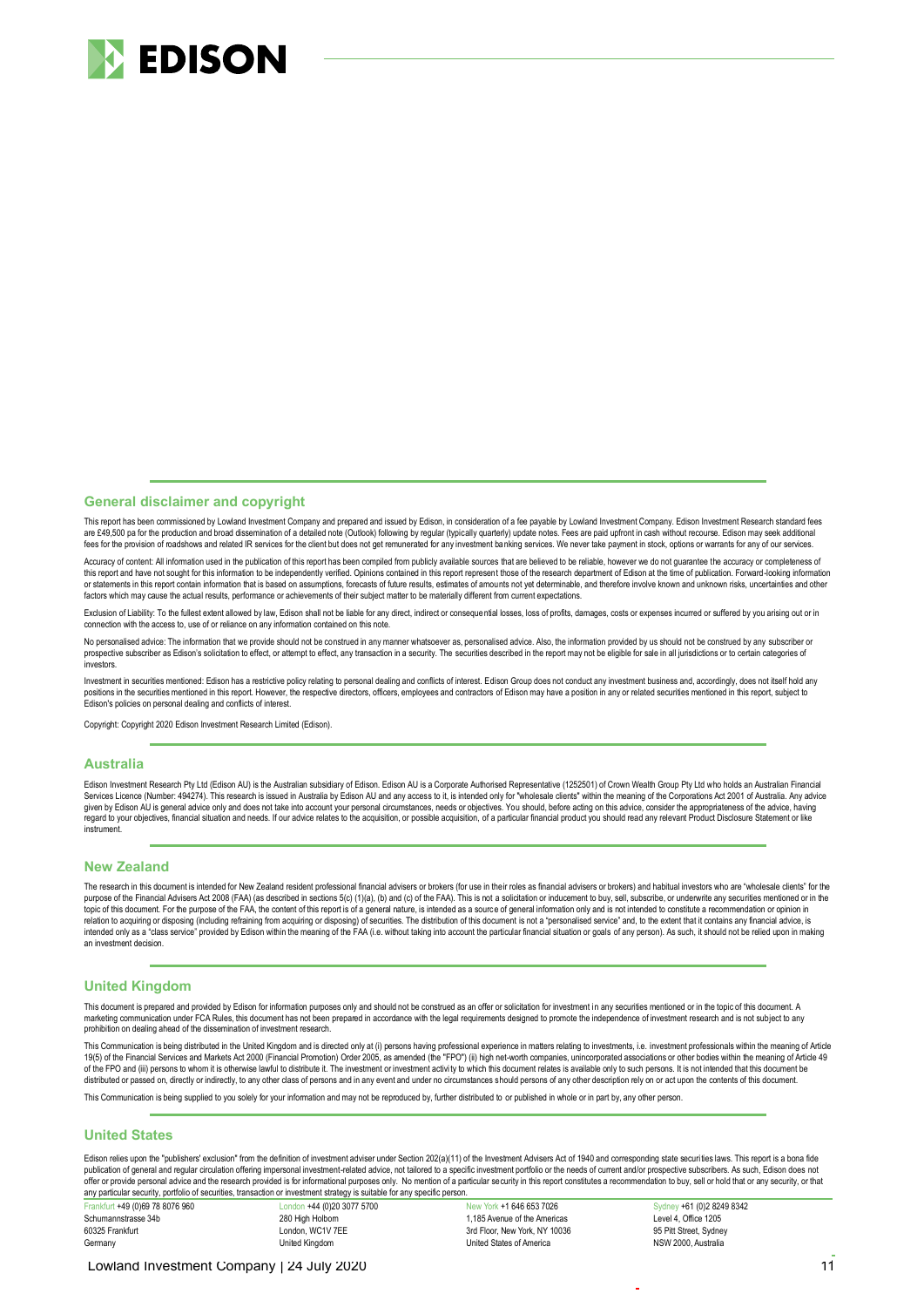## General disclaimer and copyright

This report has been commissioned by Lowland Investment Company and prepared and issued by Edison, in consideration of a fee payable by Lowland Investment Company. Edison Investment Research standard fees are £49,500 pa for the production and broad dissemination of a detailed note (Outlook) following by regular (typically quarterly) update notes. Fees are paid upfront in cash without recourse. Edison may seek additional fees for the provision of roadshows and related IR services for the client but does not get remunerated for any investment banking services. We never take payment in stock, options or warrants for any of our services.

Accuracy of content: All information used in the publication of this report has been compiled from publicly available sources that are believed to be reliable, however we do not guarantee the accuracy or completeness of this report and have not sought for this information to be independently verified. Opinions contained in this report represent those of the research department of Edison at the time of publication. Forward-looking information or statements in this report contain information that is based on assumptions, forecasts of future results, estimates of amounts not yet determinable, and therefore involve known and unknown risks, uncertainties and other factors which may cause the actual results, performance or achievements of their subject matter to be materially different from current expectations.

Exclusion of Liability: To the fullest extent allowed by law, Edison shall not be liable for any direct, indirect or consequential losses, loss of profits, damages, costs or expenses incurred or suffered by you arising out or in connection with the access to, use of or reliance on any information contained on this note.

No personalised advice: The information that we provide should not be construed in any manner whatsoever as, personalised advice. Also, the information provided by us should not be construed by any subscriber or prospective subscriber as Edison's solicitation to effect, or attempt to effect, any transaction in a security. The securities described in the report may not be eligible for sale in all jurisdictions or to certain categories of investors.

Investment in securities mentioned: Edison has a restrictive policy relating to personal dealing and conflicts of interest. Edison Group does not conduct any investment business and, accordingly, does not itself hold any positions in the securities mentioned in this report. However, the respective directors, officers, employees and contractors of Edison may have a position in any or related securities mentioned in this report, subject to Edison's policies on personal dealing and conflicts of interest.

Copyright: Copyright 2020 Edison Investment Research Limited (Edison).

## Australia

Edison Investment Research Pty Ltd (Edison AU) is the Australian subsidiary of Edison. Edison AU is a Corporate Authorised Representative (1252501) of Crown Wealth Group Pty Ltd who holds an Australian Financial Services Licence (Number: 494274). This research is issued in Australia by Edison AU and any access to it, is intended only for "wholesale clients" within the meaning of the Corporations Act 2001 of Australia. Any advice given by Edison AU is general advice only and does not take into account your personal circumstances, needs or objectives. You should, before acting on this advice, consider the appropriateness of the advice, having regard to your objectives, financial situation and needs. If our advice relates to the acquisition, or possible acquisition, of a particular financial product you should read any relevant Product Disclosure Statement or like instrument.

## New Zealand

The research in this document is intended for New Zealand resident professional financial advisers or brokers (for use in their roles as financial advisers or brokers) and habitual investors who are "wholesale clients" for the purpose of the Financial Advisers Act 2008 (FAA) (as described in sections 5(c) (1)(a), (b) and (c) of the FAA). This is not a solicitation or inducement to buy, sell, subscribe, or underwrite any securities mentioned or in the topic of this document. For the purpose of the FAA, the content of this report is of a general nature, is intended as a source of general information only and is not intended to constitute a recommendation or opinion in relation to acquiring or disposing (including refraining from acquiring or disposing) of securities. The distribution of this document is not a "personalised service" and, to the extent that it contains any financial advice, is intended only as a "class service" provided by Edison within the meaning of the FAA (i.e. without taking into account the particular financial situation or goals of any person). As such, it should not be relied upon in making an investment decision.

## United Kingdom

This document is prepared and provided by Edison for information purposes only and should not be construed as an offer or solicitation for investment in any securities mentioned or in the topic of this document. A marketing communication under FCA Rules, this document has not been prepared in accordance with the legal requirements designed to promote the independence of investment research and is not subject to any prohibition on dealing ahead of the dissemination of investment research.

This Communication is being distributed in the United Kingdom and is directed only at (i) persons having professional experience in matters relating to investments, i.e. investment professionals within the meaning of Article 19(5) of the Financial Services and Markets Act 2000 (Financial Promotion) Order 2005, as amended (the "FPO") (ii) high net-worth companies, unincorporated associations or other bodies within the meaning of Article 49 of the FPO and (iii) persons to whom it is otherwise lawful to distribute it. The investment or investment activity to which this document relates is available only to such persons. It is not intended that this document be distributed or passed on, directly or indirectly, to any other class of persons and in any event and under no circumstances should persons of any other description rely on or act upon the contents of this document.

This Communication is being supplied to you solely for your information and may not be reproduced by, further distributed to or published in whole or in part by, any other person.

## United States

Edison relies upon the "publishers' exclusion" from the definition of investment adviser under Section 202(a)(11) of the Investment Advisers Act of 1940 and corresponding state securities laws. This report is a bona fide publication of general and regular circulation offering impersonal investment-related advice, not tailored to a specific investment portfolio or the needs of current and/or prospective subscribers. As such, Edison does not offer or provide personal advice and the research provided is for informational purposes only. No mention of a particular security in this report constitutes a recommendation to buy, sell or hold that or any security, or that any particular security, portfolio of securities, transaction or investment strategy is suitable for any specific person.

Frankfurt +49 (0)69 78 8076 960
Schumannstrasse 34b
60325 Frankfurt
Germany

London +44 (0)20 3077 5700
280 High Holborn
London, WC1V 7EE
United Kingdom

New York +1 646 653 7026
1,185 Avenue of the Americas
3rd Floor, New York, NY 10036
United States of America

Sydney +61 (0)2 8249 8342
Level 4, Office 1205
95 Pitt Street, Sydney
NSW 2000, Australia